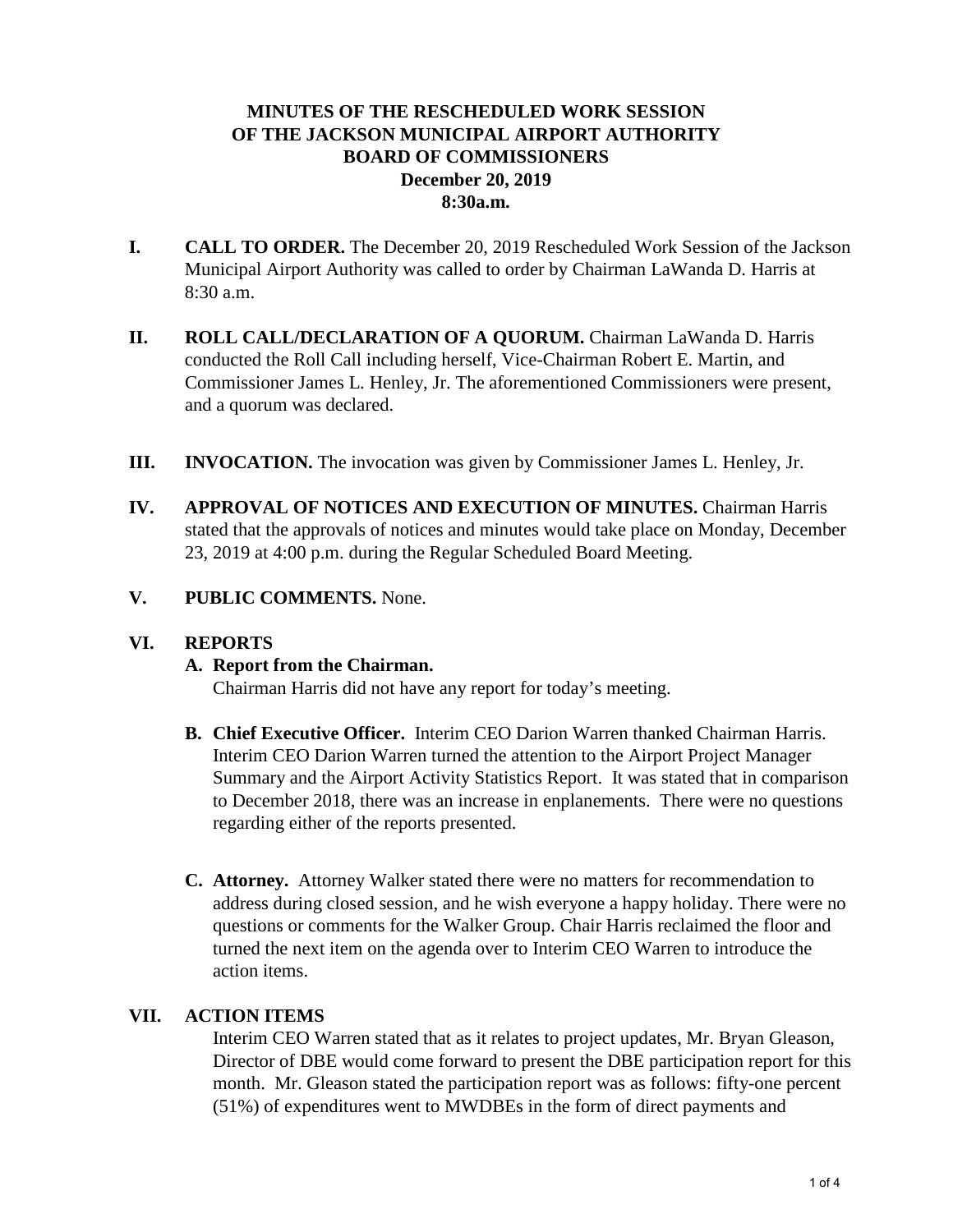**MINUTES OF THE RESCHEDULED WORK SESSION**
**OF THE JACKSON MUNICIPAL AIRPORT AUTHORITY**
**BOARD OF COMMISSIONERS**
**December 20, 2019**
**8:30a.m.**

**I. CALL TO ORDER.** The December 20, 2019 Rescheduled Work Session of the Jackson Municipal Airport Authority was called to order by Chairman LaWanda D. Harris at 8:30 a.m.

**II. ROLL CALL/DECLARATION OF A QUORUM.** Chairman LaWanda D. Harris conducted the Roll Call including herself, Vice-Chairman Robert E. Martin, and Commissioner James L. Henley, Jr. The aforementioned Commissioners were present, and a quorum was declared.

**III. INVOCATION.** The invocation was given by Commissioner James L. Henley, Jr.

**IV. APPROVAL OF NOTICES AND EXECUTION OF MINUTES.** Chairman Harris stated that the approvals of notices and minutes would take place on Monday, December 23, 2019 at 4:00 p.m. during the Regular Scheduled Board Meeting.

**V. PUBLIC COMMENTS.** None.

**VI. REPORTS**

**A. Report from the Chairman.**
Chairman Harris did not have any report for today's meeting.

**B. Chief Executive Officer.** Interim CEO Darion Warren thanked Chairman Harris. Interim CEO Darion Warren turned the attention to the Airport Project Manager Summary and the Airport Activity Statistics Report. It was stated that in comparison to December 2018, there was an increase in enplanements. There were no questions regarding either of the reports presented.

**C. Attorney.** Attorney Walker stated there were no matters for recommendation to address during closed session, and he wish everyone a happy holiday. There were no questions or comments for the Walker Group. Chair Harris reclaimed the floor and turned the next item on the agenda over to Interim CEO Warren to introduce the action items.

**VII. ACTION ITEMS**

Interim CEO Warren stated that as it relates to project updates, Mr. Bryan Gleason, Director of DBE would come forward to present the DBE participation report for this month. Mr. Gleason stated the participation report was as follows: fifty-one percent (51%) of expenditures went to MWDBEs in the form of direct payments and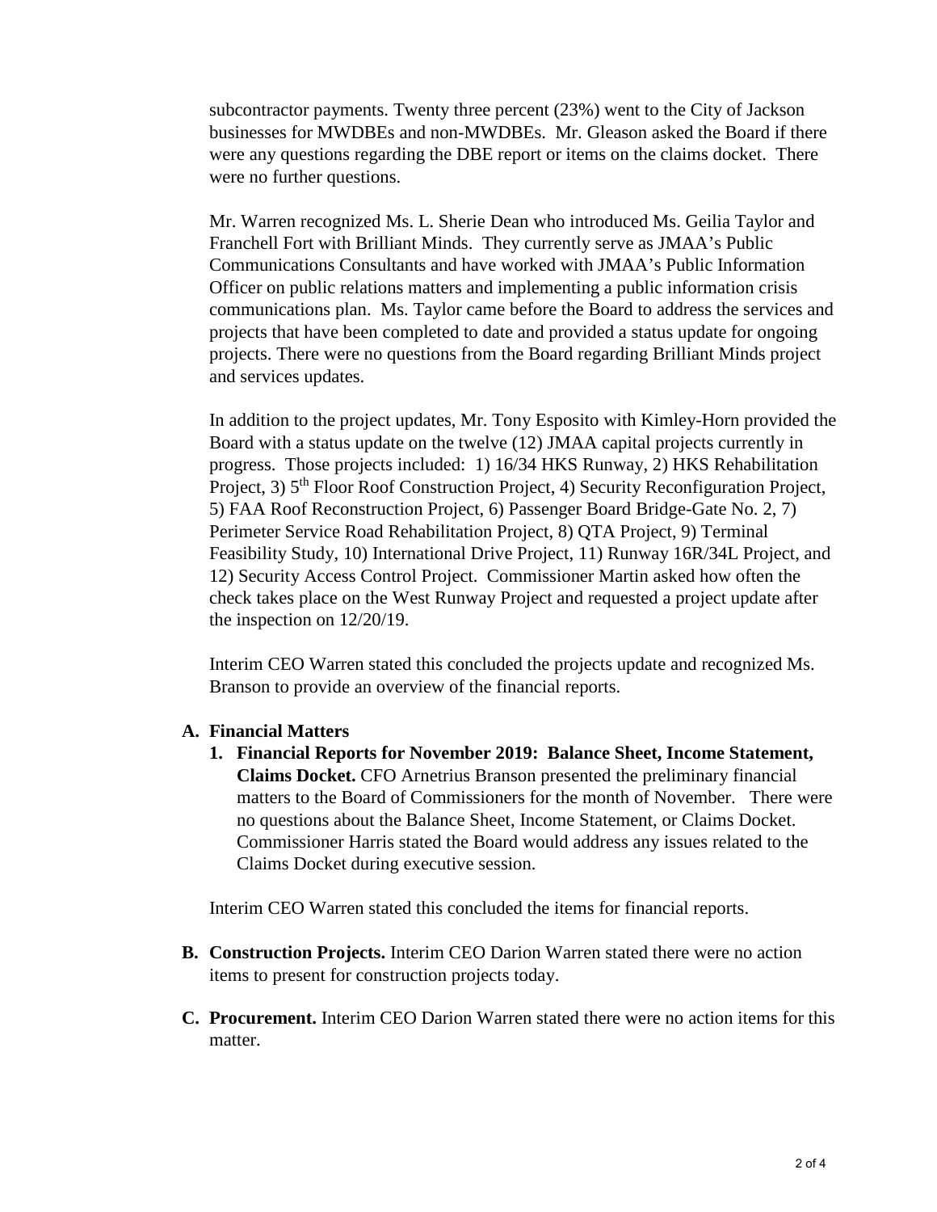subcontractor payments. Twenty three percent (23%) went to the City of Jackson businesses for MWDBEs and non-MWDBEs. Mr. Gleason asked the Board if there were any questions regarding the DBE report or items on the claims docket. There were no further questions.

Mr. Warren recognized Ms. L. Sherie Dean who introduced Ms. Geilia Taylor and Franchell Fort with Brilliant Minds. They currently serve as JMAA's Public Communications Consultants and have worked with JMAA's Public Information Officer on public relations matters and implementing a public information crisis communications plan. Ms. Taylor came before the Board to address the services and projects that have been completed to date and provided a status update for ongoing projects. There were no questions from the Board regarding Brilliant Minds project and services updates.

In addition to the project updates, Mr. Tony Esposito with Kimley-Horn provided the Board with a status update on the twelve (12) JMAA capital projects currently in progress. Those projects included: 1) 16/34 HKS Runway, 2) HKS Rehabilitation Project, 3) 5th Floor Roof Construction Project, 4) Security Reconfiguration Project, 5) FAA Roof Reconstruction Project, 6) Passenger Board Bridge-Gate No. 2, 7) Perimeter Service Road Rehabilitation Project, 8) QTA Project, 9) Terminal Feasibility Study, 10) International Drive Project, 11) Runway 16R/34L Project, and 12) Security Access Control Project. Commissioner Martin asked how often the check takes place on the West Runway Project and requested a project update after the inspection on 12/20/19.

Interim CEO Warren stated this concluded the projects update and recognized Ms. Branson to provide an overview of the financial reports.

**A. Financial Matters**

1. **Financial Reports for November 2019: Balance Sheet, Income Statement, Claims Docket.** CFO Arnetrius Branson presented the preliminary financial matters to the Board of Commissioners for the month of November. There were no questions about the Balance Sheet, Income Statement, or Claims Docket. Commissioner Harris stated the Board would address any issues related to the Claims Docket during executive session.

Interim CEO Warren stated this concluded the items for financial reports.

**B. Construction Projects.** Interim CEO Darion Warren stated there were no action items to present for construction projects today.

**C. Procurement.** Interim CEO Darion Warren stated there were no action items for this matter.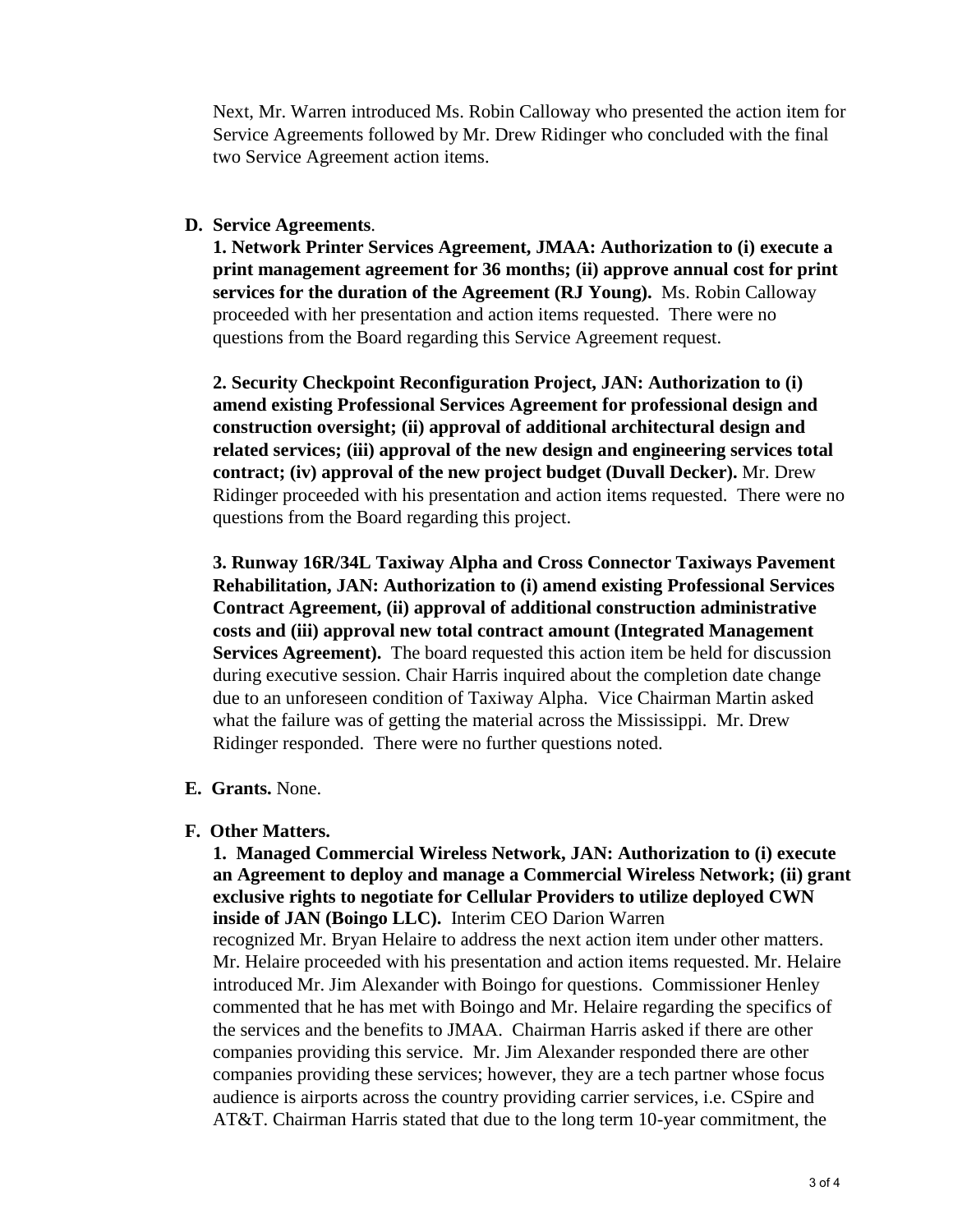Next, Mr. Warren introduced Ms. Robin Calloway who presented the action item for Service Agreements followed by Mr. Drew Ridinger who concluded with the final two Service Agreement action items.

**D. Service Agreements**.

**1. Network Printer Services Agreement, JMAA: Authorization to (i) execute a print management agreement for 36 months; (ii) approve annual cost for print services for the duration of the Agreement (RJ Young).** Ms. Robin Calloway proceeded with her presentation and action items requested. There were no questions from the Board regarding this Service Agreement request.

**2. Security Checkpoint Reconfiguration Project, JAN: Authorization to (i) amend existing Professional Services Agreement for professional design and construction oversight; (ii) approval of additional architectural design and related services; (iii) approval of the new design and engineering services total contract; (iv) approval of the new project budget (Duvall Decker).** Mr. Drew Ridinger proceeded with his presentation and action items requested. There were no questions from the Board regarding this project.

**3. Runway 16R/34L Taxiway Alpha and Cross Connector Taxiways Pavement Rehabilitation, JAN: Authorization to (i) amend existing Professional Services Contract Agreement, (ii) approval of additional construction administrative costs and (iii) approval new total contract amount (Integrated Management Services Agreement).** The board requested this action item be held for discussion during executive session. Chair Harris inquired about the completion date change due to an unforeseen condition of Taxiway Alpha. Vice Chairman Martin asked what the failure was of getting the material across the Mississippi. Mr. Drew Ridinger responded. There were no further questions noted.

**E. Grants.** None.

**F. Other Matters.**

**1. Managed Commercial Wireless Network, JAN: Authorization to (i) execute an Agreement to deploy and manage a Commercial Wireless Network; (ii) grant exclusive rights to negotiate for Cellular Providers to utilize deployed CWN inside of JAN (Boingo LLC).** Interim CEO Darion Warren recognized Mr. Bryan Helaire to address the next action item under other matters. Mr. Helaire proceeded with his presentation and action items requested. Mr. Helaire introduced Mr. Jim Alexander with Boingo for questions. Commissioner Henley commented that he has met with Boingo and Mr. Helaire regarding the specifics of the services and the benefits to JMAA. Chairman Harris asked if there are other companies providing this service. Mr. Jim Alexander responded there are other companies providing these services; however, they are a tech partner whose focus audience is airports across the country providing carrier services, i.e. CSpire and AT&T. Chairman Harris stated that due to the long term 10-year commitment, the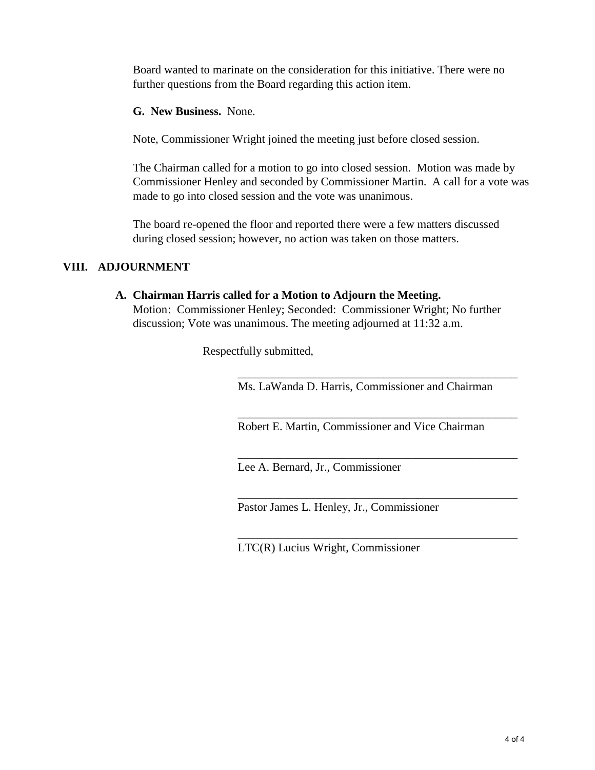Board wanted to marinate on the consideration for this initiative. There were no further questions from the Board regarding this action item.

**G. New Business.** None.

Note, Commissioner Wright joined the meeting just before closed session.

The Chairman called for a motion to go into closed session. Motion was made by Commissioner Henley and seconded by Commissioner Martin. A call for a vote was made to go into closed session and the vote was unanimous.

The board re-opened the floor and reported there were a few matters discussed during closed session; however, no action was taken on those matters.

## VIII. ADJOURNMENT

**A. Chairman Harris called for a Motion to Adjourn the Meeting.**
Motion: Commissioner Henley; Seconded: Commissioner Wright; No further discussion; Vote was unanimous. The meeting adjourned at 11:32 a.m.

Respectfully submitted,

\_\_\_\_\_\_\_\_\_\_\_\_\_\_\_\_\_\_\_\_\_\_\_\_\_\_\_\_\_\_\_\_\_\_\_\_\_\_\_\_\_\_\_\_\_\_\_\_
Ms. LaWanda D. Harris, Commissioner and Chairman

\_\_\_\_\_\_\_\_\_\_\_\_\_\_\_\_\_\_\_\_\_\_\_\_\_\_\_\_\_\_\_\_\_\_\_\_\_\_\_\_\_\_\_\_\_\_\_\_
Robert E. Martin, Commissioner and Vice Chairman

\_\_\_\_\_\_\_\_\_\_\_\_\_\_\_\_\_\_\_\_\_\_\_\_\_\_\_\_\_\_\_\_\_\_\_\_\_\_\_\_\_\_\_\_\_\_\_\_
Lee A. Bernard, Jr., Commissioner

\_\_\_\_\_\_\_\_\_\_\_\_\_\_\_\_\_\_\_\_\_\_\_\_\_\_\_\_\_\_\_\_\_\_\_\_\_\_\_\_\_\_\_\_\_\_\_\_
Pastor James L. Henley, Jr., Commissioner

\_\_\_\_\_\_\_\_\_\_\_\_\_\_\_\_\_\_\_\_\_\_\_\_\_\_\_\_\_\_\_\_\_\_\_\_\_\_\_\_\_\_\_\_\_\_\_\_
LTC(R) Lucius Wright, Commissioner